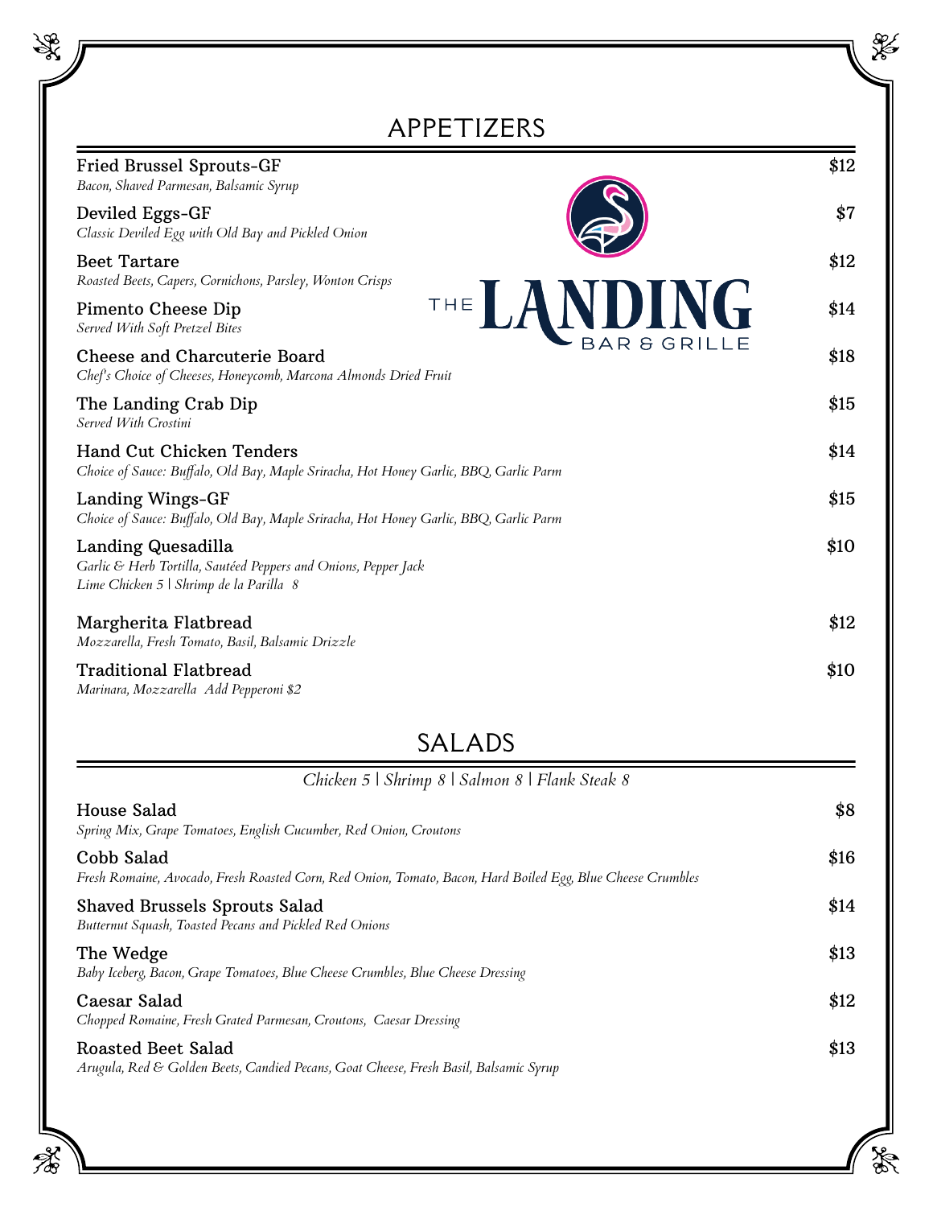# THE LANDING BAR & GRILLE

## APPETIZERS

**Fried Brussel Sprouts-GF** — $12
*Bacon, Shaved Parmesan, Balsamic Syrup*

**Deviled Eggs-GF** — $7
*Classic Deviled Egg with Old Bay and Pickled Onion*

**Beet Tartare** — $12
*Roasted Beets, Capers, Cornichons, Parsley, Wonton Crisps*

**Pimento Cheese Dip** — $14
*Served With Soft Pretzel Bites*

**Cheese and Charcuterie Board** — $18
*Chef's Choice of Cheeses, Honeycomb, Marcona Almonds Dried Fruit*

**The Landing Crab Dip** — $15
*Served With Crostini*

**Hand Cut Chicken Tenders** — $14
*Choice of Sauce: Buffalo, Old Bay, Maple Sriracha, Hot Honey Garlic, BBQ, Garlic Parm*

**Landing Wings-GF** — $15
*Choice of Sauce: Buffalo, Old Bay, Maple Sriracha, Hot Honey Garlic, BBQ, Garlic Parm*

**Landing Quesadilla** — $10
*Garlic & Herb Tortilla, Sautéed Peppers and Onions, Pepper Jack*
*Lime Chicken 5 | Shrimp de la Parilla 8*

**Margherita Flatbread** — $12
*Mozzarella, Fresh Tomato, Basil, Balsamic Drizzle*

**Traditional Flatbread** — $10
*Marinara, Mozzarella Add Pepperoni $2*

## SALADS

*Chicken 5 | Shrimp 8 | Salmon 8 | Flank Steak 8*

**House Salad** — $8
*Spring Mix, Grape Tomatoes, English Cucumber, Red Onion, Croutons*

**Cobb Salad** — $16
*Fresh Romaine, Avocado, Fresh Roasted Corn, Red Onion, Tomato, Bacon, Hard Boiled Egg, Blue Cheese Crumbles*

**Shaved Brussels Sprouts Salad** — $14
*Butternut Squash, Toasted Pecans and Pickled Red Onions*

**The Wedge** — $13
*Baby Iceberg, Bacon, Grape Tomatoes, Blue Cheese Crumbles, Blue Cheese Dressing*

**Caesar Salad** — $12
*Chopped Romaine, Fresh Grated Parmesan, Croutons, Caesar Dressing*

**Roasted Beet Salad** — $13
*Arugula, Red & Golden Beets, Candied Pecans, Goat Cheese, Fresh Basil, Balsamic Syrup*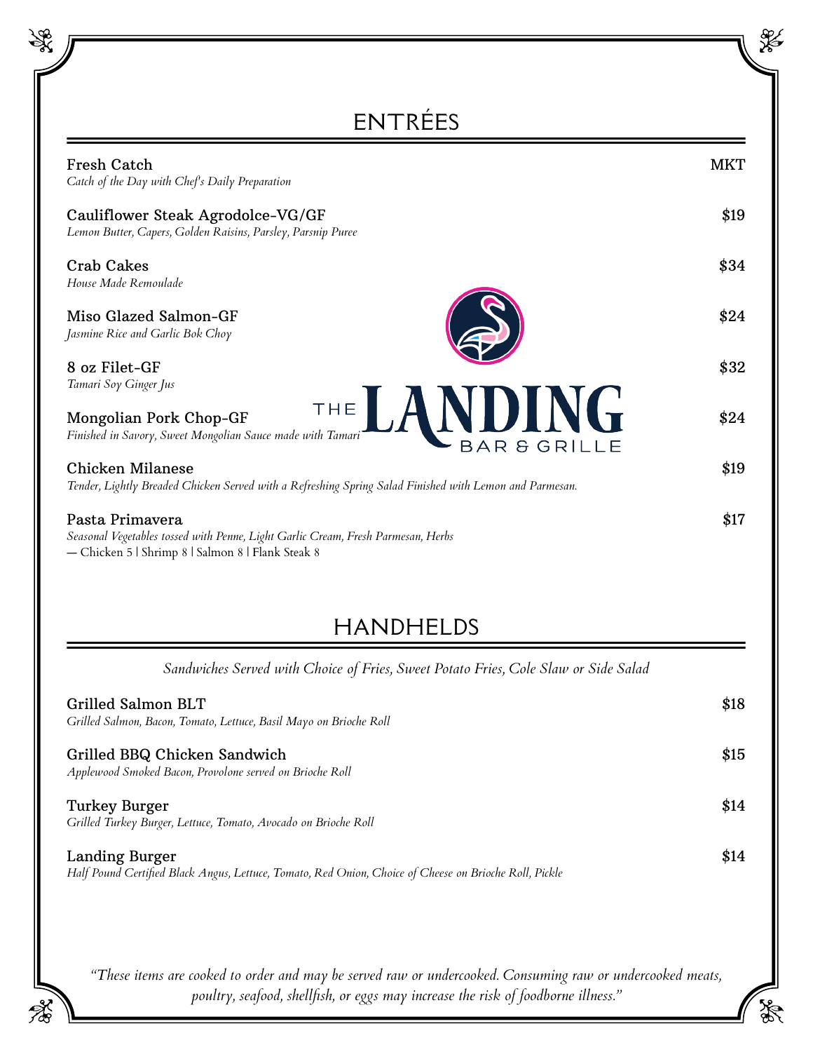## ENTRÉES

**Fresh Catch** — MKT
*Catch of the Day with Chef's Daily Preparation*

**Cauliflower Steak Agrodolce-VG/GF** — $19
*Lemon Butter, Capers, Golden Raisins, Parsley, Parsnip Puree*

**Crab Cakes** — $34
*House Made Remoulade*

**Miso Glazed Salmon-GF** — $24
*Jasmine Rice and Garlic Bok Choy*

**8 oz Filet-GF** — $32
*Tamari Soy Ginger Jus*

**Mongolian Pork Chop-GF** — $24
*Finished in Savory, Sweet Mongolian Sauce made with Tamari*

THE LANDING BAR & GRILLE

**Chicken Milanese** — $19
*Tender, Lightly Breaded Chicken Served with a Refreshing Spring Salad Finished with Lemon and Parmesan.*

**Pasta Primavera** — $17
*Seasonal Vegetables tossed with Penne, Light Garlic Cream, Fresh Parmesan, Herbs*
— Chicken 5 | Shrimp 8 | Salmon 8 | Flank Steak 8

## HANDHELDS

*Sandwiches Served with Choice of Fries, Sweet Potato Fries, Cole Slaw or Side Salad*

**Grilled Salmon BLT** — $18
*Grilled Salmon, Bacon, Tomato, Lettuce, Basil Mayo on Brioche Roll*

**Grilled BBQ Chicken Sandwich** — $15
*Applewood Smoked Bacon, Provolone served on Brioche Roll*

**Turkey Burger** — $14
*Grilled Turkey Burger, Lettuce, Tomato, Avocado on Brioche Roll*

**Landing Burger** — $14
*Half Pound Certified Black Angus, Lettuce, Tomato, Red Onion, Choice of Cheese on Brioche Roll, Pickle*

*"These items are cooked to order and may be served raw or undercooked. Consuming raw or undercooked meats, poultry, seafood, shellfish, or eggs may increase the risk of foodborne illness."*